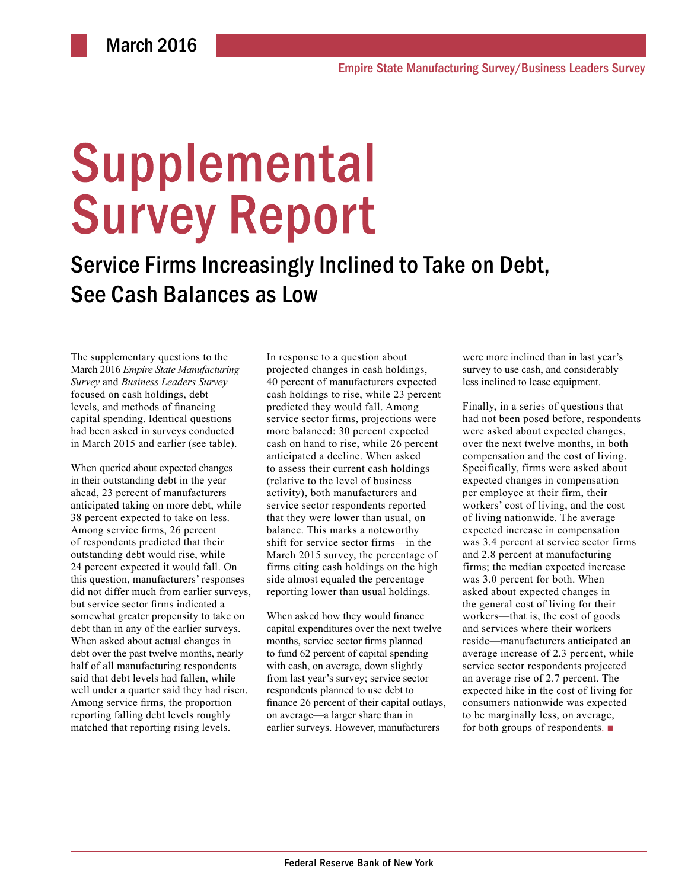March 2016

Empire State Manufacturing Survey/Business Leaders Survey

# Supplemental Survey Report

## Service Firms Increasingly Inclined to Take on Debt, See Cash Balances as Low

The supplementary questions to the March 2016 *Empire State Manufacturing Survey* and *Business Leaders Survey* focused on cash holdings, debt levels, and methods of financing capital spending. Identical questions had been asked in surveys conducted in March 2015 and earlier (see table).

When queried about expected changes in their outstanding debt in the year ahead, 23 percent of manufacturers anticipated taking on more debt, while 38 percent expected to take on less. Among service firms, 26 percent of respondents predicted that their outstanding debt would rise, while 24 percent expected it would fall. On this question, manufacturers' responses did not differ much from earlier surveys, but service sector firms indicated a somewhat greater propensity to take on debt than in any of the earlier surveys. When asked about actual changes in debt over the past twelve months, nearly half of all manufacturing respondents said that debt levels had fallen, while well under a quarter said they had risen. Among service firms, the proportion reporting falling debt levels roughly matched that reporting rising levels.

In response to a question about projected changes in cash holdings, 40 percent of manufacturers expected cash holdings to rise, while 23 percent predicted they would fall. Among service sector firms, projections were more balanced: 30 percent expected cash on hand to rise, while 26 percent anticipated a decline. When asked to assess their current cash holdings (relative to the level of business activity), both manufacturers and service sector respondents reported that they were lower than usual, on balance. This marks a noteworthy shift for service sector firms—in the March 2015 survey, the percentage of firms citing cash holdings on the high side almost equaled the percentage reporting lower than usual holdings.

When asked how they would finance capital expenditures over the next twelve months, service sector firms planned to fund 62 percent of capital spending with cash, on average, down slightly from last year's survey; service sector respondents planned to use debt to finance 26 percent of their capital outlays, on average—a larger share than in earlier surveys. However, manufacturers were more inclined than in last year's survey to use cash, and considerably less inclined to lease equipment.

Finally, in a series of questions that had not been posed before, respondents were asked about expected changes, over the next twelve months, in both compensation and the cost of living. Specifically, firms were asked about expected changes in compensation per employee at their firm, their workers' cost of living, and the cost of living nationwide. The average expected increase in compensation was 3.4 percent at service sector firms and 2.8 percent at manufacturing firms; the median expected increase was 3.0 percent for both. When asked about expected changes in the general cost of living for their workers—that is, the cost of goods and services where their workers reside—manufacturers anticipated an average increase of 2.3 percent, while service sector respondents projected an average rise of 2.7 percent. The expected hike in the cost of living for consumers nationwide was expected to be marginally less, on average, for both groups of respondents. ■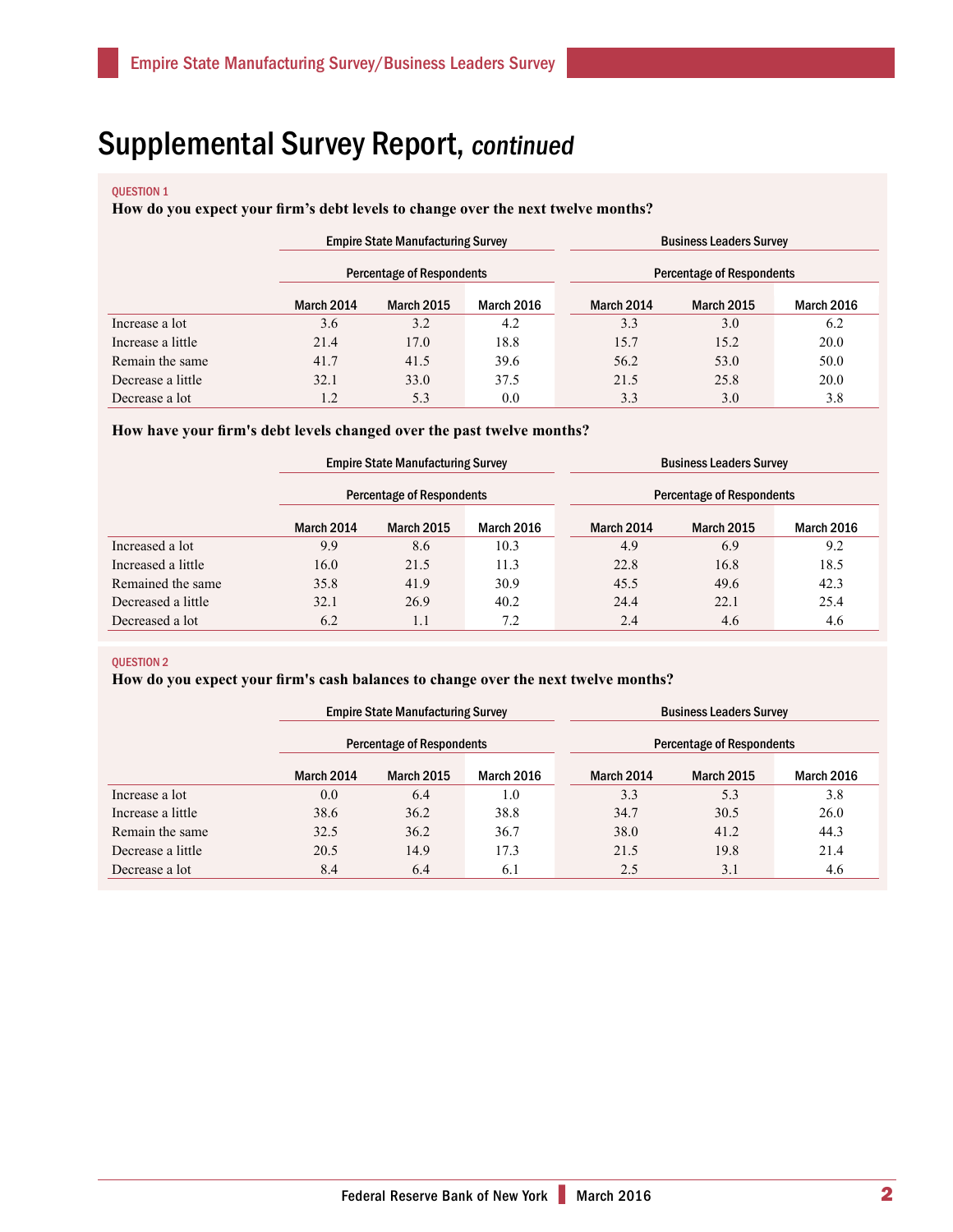# Supplemental Survey Report, *continued*

QUESTION 1

**How do you expect your firm's debt levels to change over the next twelve months?**

| | Empire State Manufacturing Survey | | | Business Leaders Survey | | |
|---|---|---|---|---|---|---|
| | Percentage of Respondents | | | Percentage of Respondents | | |
| | March 2014 | March 2015 | March 2016 | March 2014 | March 2015 | March 2016 |
| Increase a lot | 3.6 | 3.2 | 4.2 | 3.3 | 3.0 | 6.2 |
| Increase a little | 21.4 | 17.0 | 18.8 | 15.7 | 15.2 | 20.0 |
| Remain the same | 41.7 | 41.5 | 39.6 | 56.2 | 53.0 | 50.0 |
| Decrease a little | 32.1 | 33.0 | 37.5 | 21.5 | 25.8 | 20.0 |
| Decrease a lot | 1.2 | 5.3 | 0.0 | 3.3 | 3.0 | 3.8 |

**How have your firm's debt levels changed over the past twelve months?**

| | Empire State Manufacturing Survey | | | Business Leaders Survey | | |
|---|---|---|---|---|---|---|
| | Percentage of Respondents | | | Percentage of Respondents | | |
| | March 2014 | March 2015 | March 2016 | March 2014 | March 2015 | March 2016 |
| Increased a lot | 9.9 | 8.6 | 10.3 | 4.9 | 6.9 | 9.2 |
| Increased a little | 16.0 | 21.5 | 11.3 | 22.8 | 16.8 | 18.5 |
| Remained the same | 35.8 | 41.9 | 30.9 | 45.5 | 49.6 | 42.3 |
| Decreased a little | 32.1 | 26.9 | 40.2 | 24.4 | 22.1 | 25.4 |
| Decreased a lot | 6.2 | 1.1 | 7.2 | 2.4 | 4.6 | 4.6 |

QUESTION 2

**How do you expect your firm's cash balances to change over the next twelve months?**

| | Empire State Manufacturing Survey | | | Business Leaders Survey | | |
|---|---|---|---|---|---|---|
| | Percentage of Respondents | | | Percentage of Respondents | | |
| | March 2014 | March 2015 | March 2016 | March 2014 | March 2015 | March 2016 |
| Increase a lot | 0.0 | 6.4 | 1.0 | 3.3 | 5.3 | 3.8 |
| Increase a little | 38.6 | 36.2 | 38.8 | 34.7 | 30.5 | 26.0 |
| Remain the same | 32.5 | 36.2 | 36.7 | 38.0 | 41.2 | 44.3 |
| Decrease a little | 20.5 | 14.9 | 17.3 | 21.5 | 19.8 | 21.4 |
| Decrease a lot | 8.4 | 6.4 | 6.1 | 2.5 | 3.1 | 4.6 |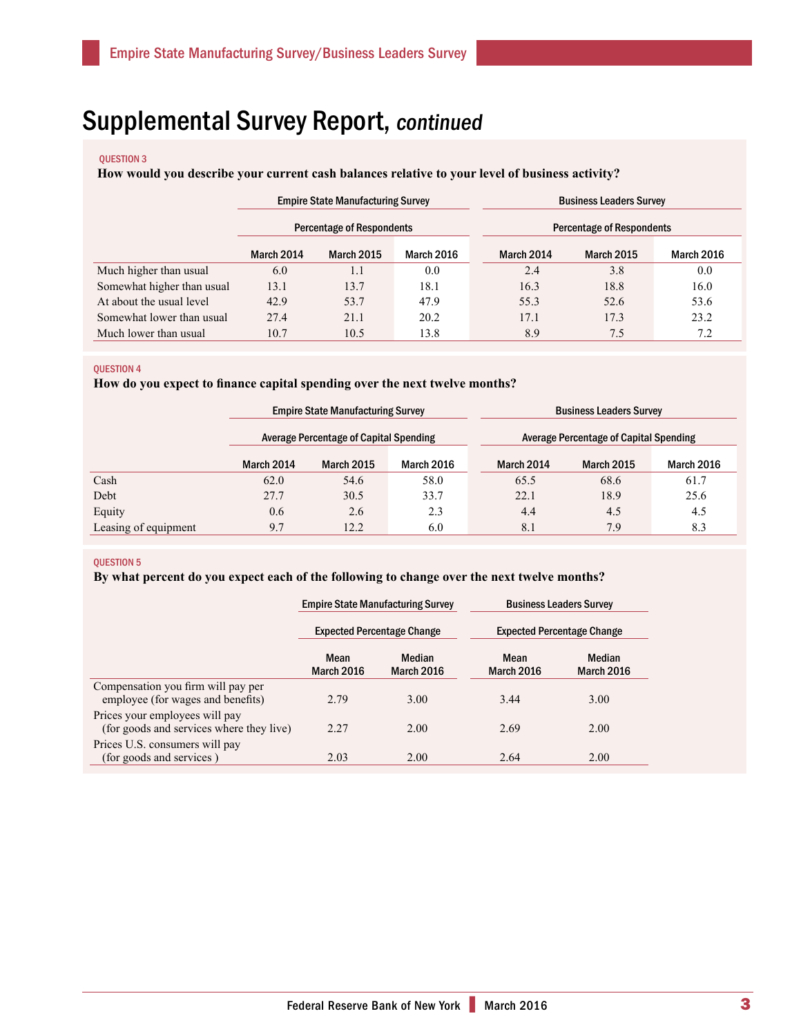# Supplemental Survey Report, *continued*

QUESTION 3

**How would you describe your current cash balances relative to your level of business activity?**

| | Empire State Manufacturing Survey | | | Business Leaders Survey | | |
|---|---|---|---|---|---|---|
| | Percentage of Respondents | | | Percentage of Respondents | | |
| | March 2014 | March 2015 | March 2016 | March 2014 | March 2015 | March 2016 |
| Much higher than usual | 6.0 | 1.1 | 0.0 | 2.4 | 3.8 | 0.0 |
| Somewhat higher than usual | 13.1 | 13.7 | 18.1 | 16.3 | 18.8 | 16.0 |
| At about the usual level | 42.9 | 53.7 | 47.9 | 55.3 | 52.6 | 53.6 |
| Somewhat lower than usual | 27.4 | 21.1 | 20.2 | 17.1 | 17.3 | 23.2 |
| Much lower than usual | 10.7 | 10.5 | 13.8 | 8.9 | 7.5 | 7.2 |

QUESTION 4

**How do you expect to finance capital spending over the next twelve months?**

| | Empire State Manufacturing Survey | | | Business Leaders Survey | | |
|---|---|---|---|---|---|---|
| | Average Percentage of Capital Spending | | | Average Percentage of Capital Spending | | |
| | March 2014 | March 2015 | March 2016 | March 2014 | March 2015 | March 2016 |
| Cash | 62.0 | 54.6 | 58.0 | 65.5 | 68.6 | 61.7 |
| Debt | 27.7 | 30.5 | 33.7 | 22.1 | 18.9 | 25.6 |
| Equity | 0.6 | 2.6 | 2.3 | 4.4 | 4.5 | 4.5 |
| Leasing of equipment | 9.7 | 12.2 | 6.0 | 8.1 | 7.9 | 8.3 |

QUESTION 5

**By what percent do you expect each of the following to change over the next twelve months?**

| | Empire State Manufacturing Survey | | Business Leaders Survey | |
|---|---|---|---|---|
| | Expected Percentage Change | | Expected Percentage Change | |
| | Mean March 2016 | Median March 2016 | Mean March 2016 | Median March 2016 |
| Compensation you firm will pay per employee (for wages and benefits) | 2.79 | 3.00 | 3.44 | 3.00 |
| Prices your employees will pay (for goods and services where they live) | 2.27 | 2.00 | 2.69 | 2.00 |
| Prices U.S. consumers will pay (for goods and services ) | 2.03 | 2.00 | 2.64 | 2.00 |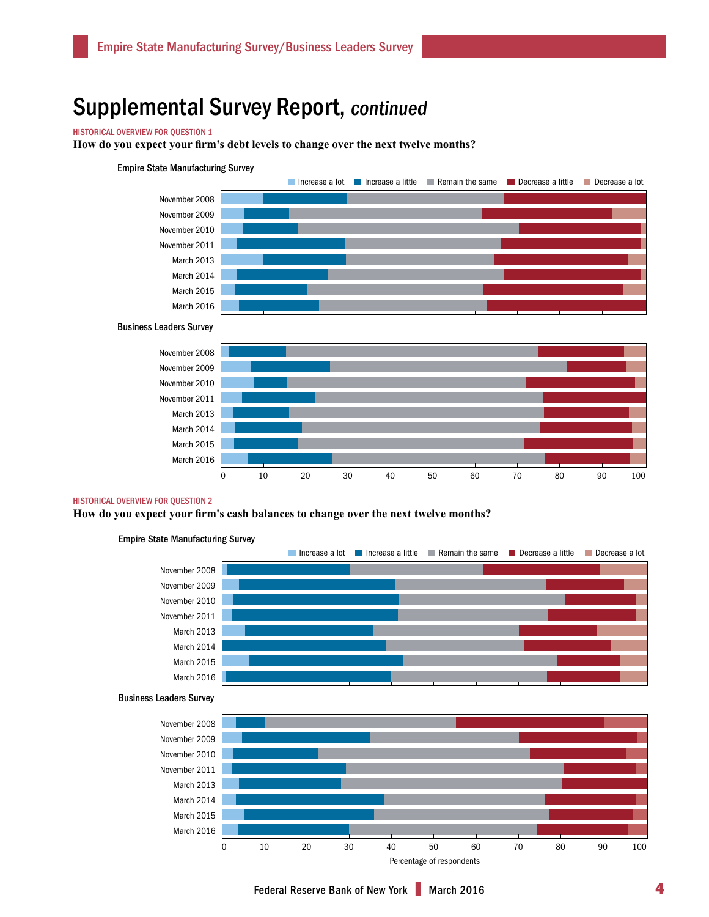# Supplemental Survey Report, *continued*

HISTORICAL OVERVIEW FOR QUESTION 1

**How do you expect your firm's debt levels to change over the next twelve months?**

Empire State Manufacturing Survey

Increase a lot | Increase a little | Remain the same | Decrease a little | Decrease a lot

November 2008
November 2009
November 2010
November 2011
March 2013
March 2014
March 2015
March 2016

Business Leaders Survey

November 2008
November 2009
November 2010
November 2011
March 2013
March 2014
March 2015
March 2016

0 10 20 30 40 50 60 70 80 90 100

HISTORICAL OVERVIEW FOR QUESTION 2

**How do you expect your firm's cash balances to change over the next twelve months?**

Empire State Manufacturing Survey

Increase a lot | Increase a little | Remain the same | Decrease a little | Decrease a lot

November 2008
November 2009
November 2010
November 2011
March 2013
March 2014
March 2015
March 2016

Business Leaders Survey

November 2008
November 2009
November 2010
November 2011
March 2013
March 2014
March 2015
March 2016

0 10 20 30 40 50 60 70 80 90 100

Percentage of respondents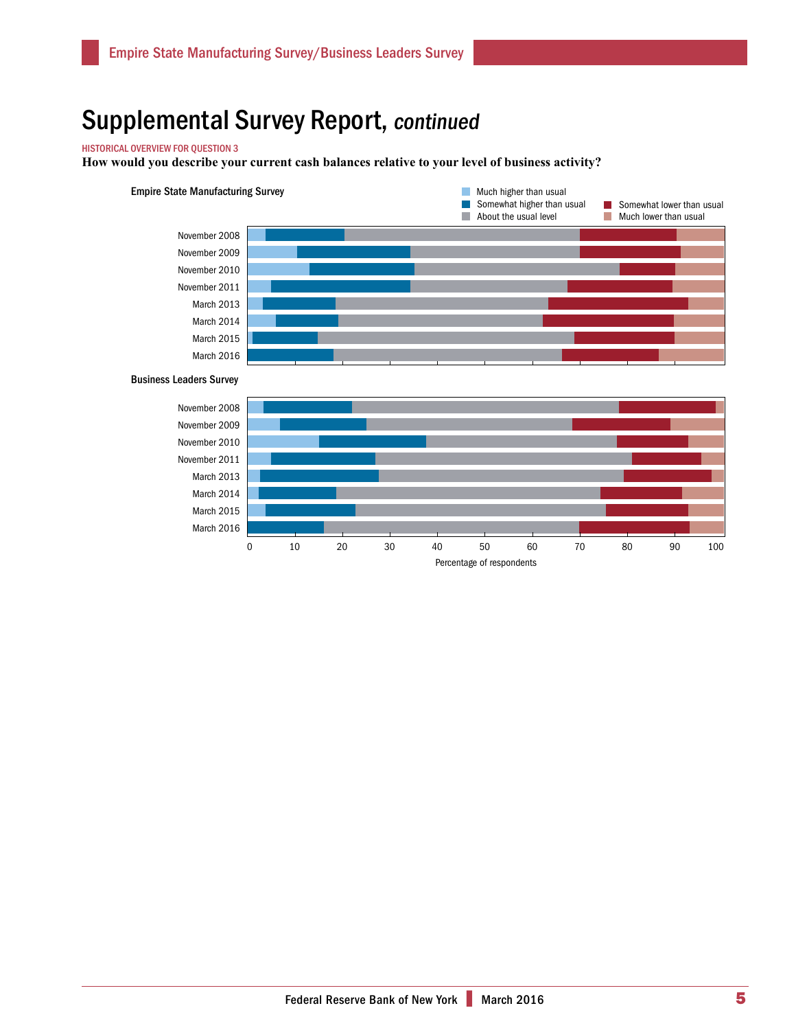# Supplemental Survey Report, *continued*

HISTORICAL OVERVIEW FOR QUESTION 3

**How would you describe your current cash balances relative to your level of business activity?**

Empire State Manufacturing Survey

Much higher than usual
Somewhat higher than usual
About the usual level
Somewhat lower than usual
Much lower than usual

November 2008
November 2009
November 2010
November 2011
March 2013
March 2014
March 2015
March 2016

Business Leaders Survey

November 2008
November 2009
November 2010
November 2011
March 2013
March 2014
March 2015
March 2016

0 10 20 30 40 50 60 70 80 90 100

Percentage of respondents